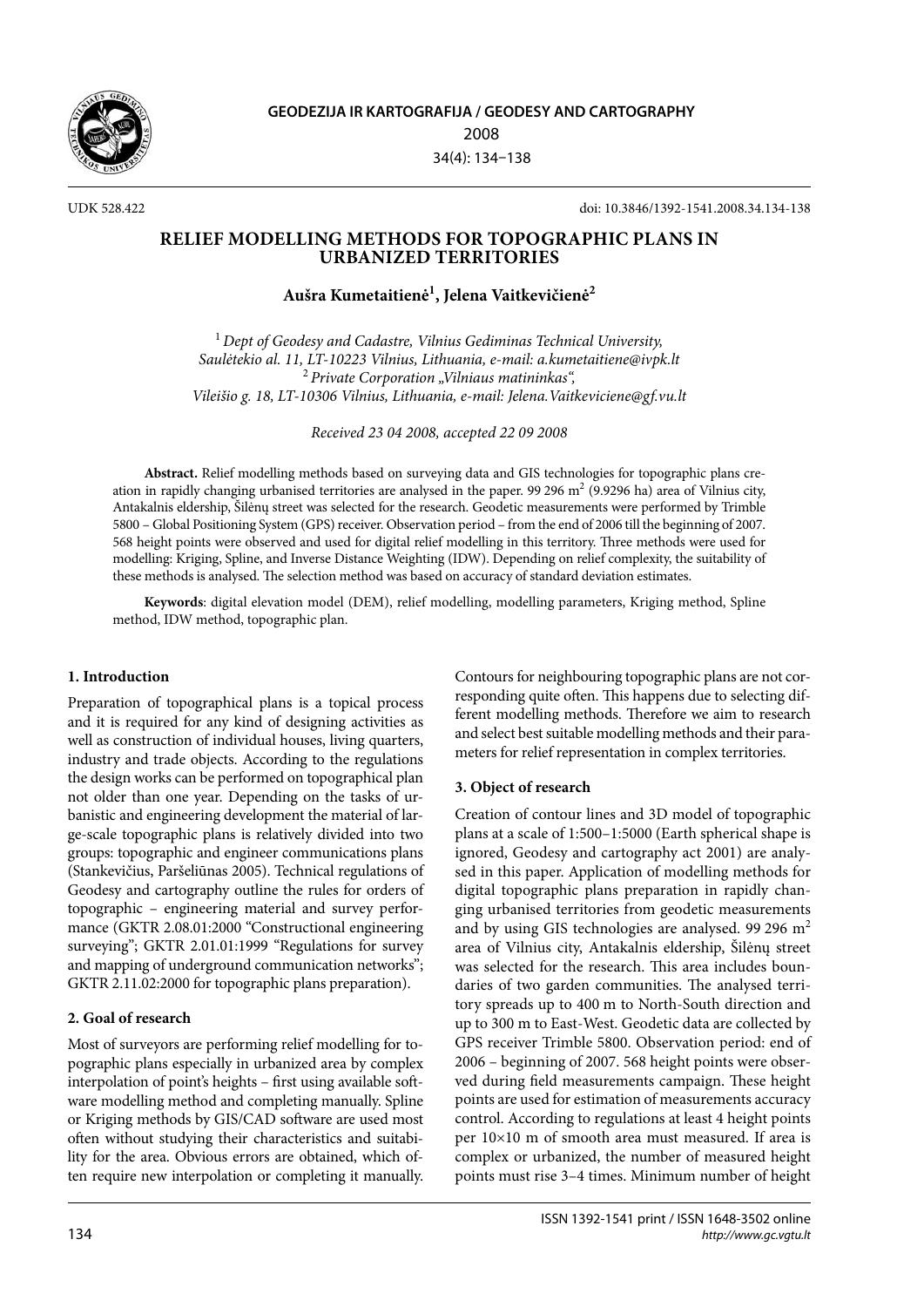UDK 528.422

doi: 10.3846/1392-1541.2008.34.134-138

# RELIEF MODELLING METHODS FOR TOPOGRAPHIC PLANS IN URBANIZED TERRITORIES

**Aušra Kumetaitienė[1], Jelena Vaitkevičienė[2]**

[1] *Dept of Geodesy and Cadastre, Vilnius Gediminas Technical University, Saulėtekio al. 11, LT-10223 Vilnius, Lithuania, e-mail: a.kumetaitiene@ivpk.lt*
[2] *Private Corporation „Vilniaus matininkas", Vileišio g. 18, LT-10306 Vilnius, Lithuania, e-mail: Jelena.Vaitkeviciene@gf.vu.lt*

*Received 23 04 2008, accepted 22 09 2008*

**Abstract.** Relief modelling methods based on surveying data and GIS technologies for topographic plans creation in rapidly changing urbanised territories are analysed in the paper. 99 296 m$^2$ (9.9296 ha) area of Vilnius city, Antakalnis eldership, Šilėnų street was selected for the research. Geodetic measurements were performed by Trimble 5800 – Global Positioning System (GPS) receiver. Observation period – from the end of 2006 till the beginning of 2007. 568 height points were observed and used for digital relief modelling in this territory. Three methods were used for modelling: Kriging, Spline, and Inverse Distance Weighting (IDW). Depending on relief complexity, the suitability of these methods is analysed. The selection method was based on accuracy of standard deviation estimates.

**Keywords**: digital elevation model (DEM), relief modelling, modelling parameters, Kriging method, Spline method, IDW method, topographic plan.

## 1. Introduction

Preparation of topographical plans is a topical process and it is required for any kind of designing activities as well as construction of individual houses, living quarters, industry and trade objects. According to the regulations the design works can be performed on topographical plan not older than one year. Depending on the tasks of urbanistic and engineering development the material of large-scale topographic plans is relatively divided into two groups: topographic and engineer communications plans (Stankevičius, Paršeliūnas 2005). Technical regulations of Geodesy and cartography outline the rules for orders of topographic – engineering material and survey performance (GKTR 2.08.01:2000 "Constructional engineering surveying"; GKTR 2.01.01:1999 "Regulations for survey and mapping of underground communication networks"; GKTR 2.11.02:2000 for topographic plans preparation).

## 2. Goal of research

Most of surveyors are performing relief modelling for topographic plans especially in urbanized area by complex interpolation of point's heights – first using available software modelling method and completing manually. Spline or Kriging methods by GIS/CAD software are used most often without studying their characteristics and suitability for the area. Obvious errors are obtained, which often require new interpolation or completing it manually. Contours for neighbouring topographic plans are not corresponding quite often. This happens due to selecting different modelling methods. Therefore we aim to research and select best suitable modelling methods and their parameters for relief representation in complex territories.

## 3. Object of research

Creation of contour lines and 3D model of topographic plans at a scale of 1:500–1:5000 (Earth spherical shape is ignored, Geodesy and cartography act 2001) are analysed in this paper. Application of modelling methods for digital topographic plans preparation in rapidly changing urbanised territories from geodetic measurements and by using GIS technologies are analysed. 99 296 m$^2$ area of Vilnius city, Antakalnis eldership, Šilėnų street was selected for the research. This area includes boundaries of two garden communities. The analysed territory spreads up to 400 m to North-South direction and up to 300 m to East-West. Geodetic data are collected by GPS receiver Trimble 5800. Observation period: end of 2006 – beginning of 2007. 568 height points were observed during field measurements campaign. These height points are used for estimation of measurements accuracy control. According to regulations at least 4 height points per 10×10 m of smooth area must measured. If area is complex or urbanized, the number of measured height points must rise 3–4 times. Minimum number of height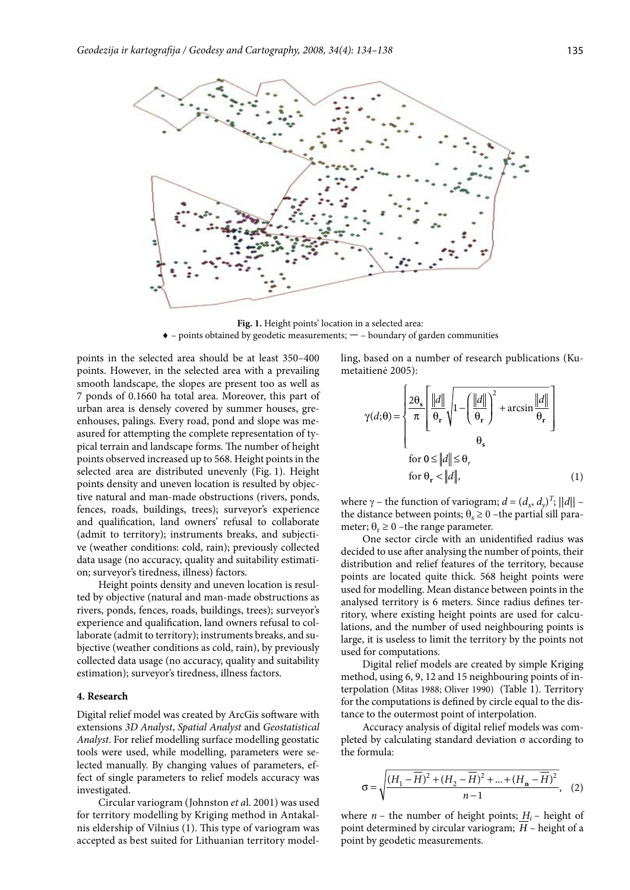**Fig. 1.** Height points' location in a selected area:
♦ – points obtained by geodetic measurements; — – boundary of garden communities

points in the selected area should be at least 350–400 points. However, in the selected area with a prevailing smooth landscape, the slopes are present too as well as 7 ponds of 0.1660 ha total area. Moreover, this part of urban area is densely covered by summer houses, greenhouses, palings. Every road, pond and slope was measured for attempting the complete representation of typical terrain and landscape forms. The number of height points observed increased up to 568. Height points in the selected area are distributed unevenly (Fig. 1). Height points density and uneven location is resulted by objective natural and man-made obstructions (rivers, ponds, fences, roads, buildings, trees); surveyor's experience and qualification, land owners' refusal to collaborate (admit to territory); instruments breaks, and subjective (weather conditions: cold, rain); previously collected data usage (no accuracy, quality and suitability estimation; surveyor's tiredness, illness) factors.

Height points density and uneven location is resulted by objective (natural and man-made obstructions as rivers, ponds, fences, roads, buildings, trees); surveyor's experience and qualification, land owners refusal to collaborate (admit to territory); instruments breaks, and subjective (weather conditions as cold, rain), by previously collected data usage (no accuracy, quality and suitability estimation); surveyor's tiredness, illness factors.

**4. Research**

Digital relief model was created by ArcGis software with extensions *3D Analyst*, *Spatial Analyst* and *Geostatistical Analyst*. For relief modelling surface modelling geostatic tools were used, while modelling, parameters were selected manually. By changing values of parameters, effect of single parameters to relief models accuracy was investigated.

Circular variogram (Johnston *et a*l. 2001) was used for territory modelling by Kriging method in Antakalnis eldership of Vilnius (1). This type of variogram was accepted as best suited for Lithuanian territory modelling, based on a number of research publications (Kumetaitienė 2005):

$$\gamma(d;\theta)=\begin{cases}\dfrac{2\theta_s}{\pi}\left[\dfrac{\|d\|}{\theta_r}\sqrt{1-\left(\dfrac{\|d\|}{\theta_r}\right)^2}+\arcsin\dfrac{\|d\|}{\theta_r}\right] & \text{for } 0\le\|d\|\le\theta_r\\[2ex] \theta_s & \text{for } \theta_r<\|d\|,\end{cases} \quad (1)$$

where $\gamma$ – the function of variogram; $d=(d_x, d_y)^T$; $||d||$ – the distance between points; $\theta_s \geq 0$ –the partial sill parameter; $\theta_r \geq 0$ –the range parameter.

One sector circle with an unidentified radius was decided to use after analysing the number of points, their distribution and relief features of the territory, because points are located quite thick. 568 height points were used for modelling. Mean distance between points in the analysed territory is 6 meters. Since radius defines territory, where existing height points are used for calculations, and the number of used neighbouring points is large, it is useless to limit the territory by the points not used for computations.

Digital relief models are created by simple Kriging method, using 6, 9, 12 and 15 neighbouring points of interpolation (Mitas 1988; Oliver 1990) (Table 1). Territory for the computations is defined by circle equal to the distance to the outermost point of interpolation.

Accuracy analysis of digital relief models was completed by calculating standard deviation σ according to the formula:

$$\sigma=\sqrt{\frac{(H_1-\overline{H})^2+(H_2-\overline{H})^2+\ldots+(H_n-\overline{H})^2}{n-1}}, \quad (2)$$

where $n$ – the number of height points; $H_i$ – height of point determined by circular variogram; $\overline{H}$ – height of a point by geodetic measurements.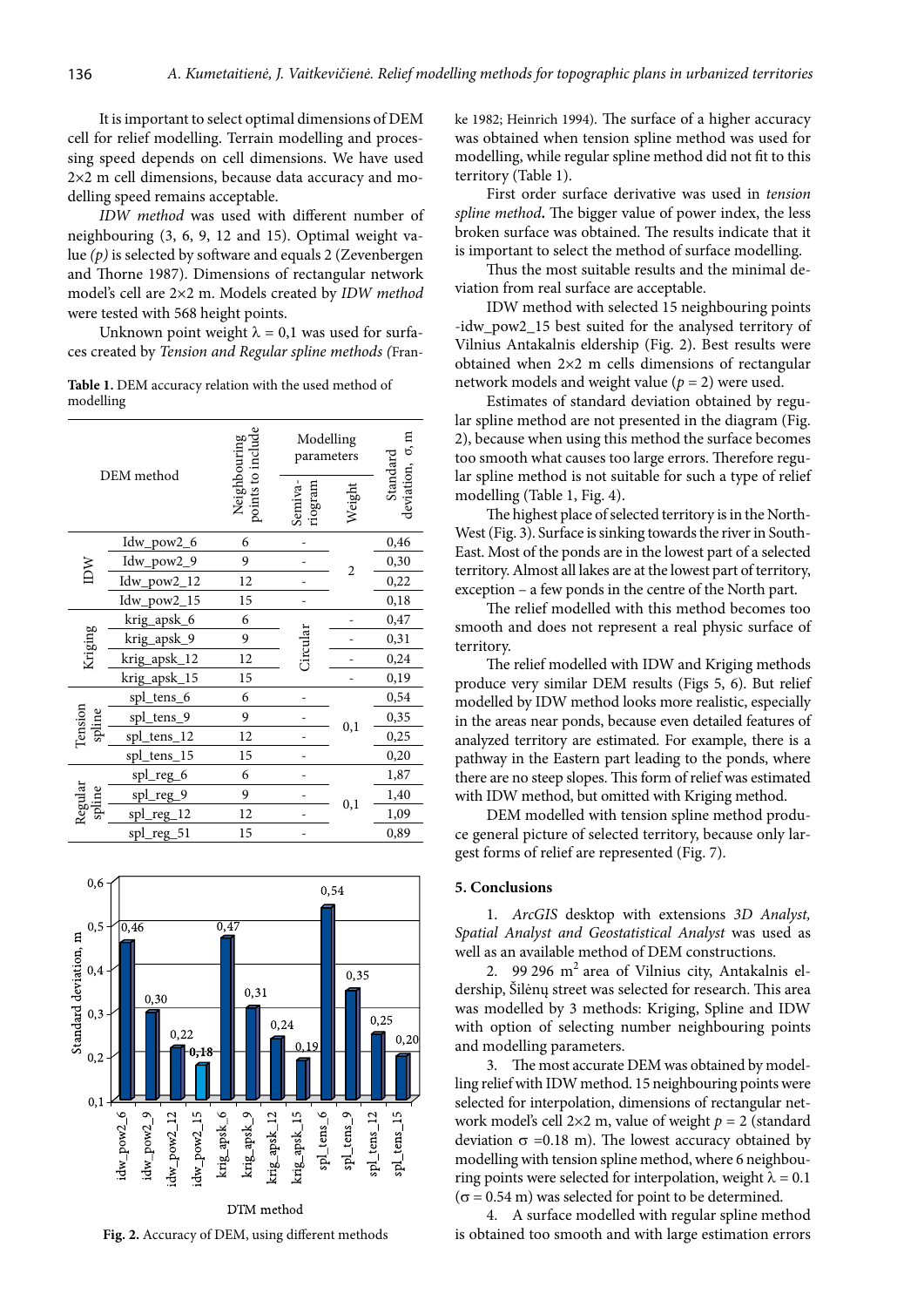It is important to select optimal dimensions of DEM cell for relief modelling. Terrain modelling and processing speed depends on cell dimensions. We have used 2×2 m cell dimensions, because data accuracy and modelling speed remains acceptable.

*IDW method* was used with different number of neighbouring (3, 6, 9, 12 and 15). Optimal weight value *(p)* is selected by software and equals 2 (Zevenbergen and Thorne 1987). Dimensions of rectangular network model's cell are 2×2 m. Models created by *IDW method* were tested with 568 height points.

Unknown point weight λ = 0,1 was used for surfaces created by *Tension and Regular spline methods (*Franke 1982; Heinrich 1994). The surface of a higher accuracy was obtained when tension spline method was used for modelling, while regular spline method did not fit to this territory (Table 1).

**Table 1.** DEM accuracy relation with the used method of modelling

| DEM method | | Neighbouring points to include | Modelling parameters | | Standard deviation, σ, m |
|---|---|---|---|---|---|
| | | | Semivariogram | Weight | |
| IDW | Idw_pow2_6 | 6 | - | 2 | 0,46 |
| | Idw_pow2_9 | 9 | - | | 0,30 |
| | Idw_pow2_12 | 12 | - | | 0,22 |
| | Idw_pow2_15 | 15 | - | | 0,18 |
| Kriging | krig_apsk_6 | 6 | Circular | - | 0,47 |
| | krig_apsk_9 | 9 | | - | 0,31 |
| | krig_apsk_12 | 12 | | - | 0,24 |
| | krig_apsk_15 | 15 | | - | 0,19 |
| Tension spline | spl_tens_6 | 6 | - | 0,1 | 0,54 |
| | spl_tens_9 | 9 | - | | 0,35 |
| | spl_tens_12 | 12 | - | | 0,25 |
| | spl_tens_15 | 15 | - | | 0,20 |
| Regular spline | spl_reg_6 | 6 | - | 0,1 | 1,87 |
| | spl_reg_9 | 9 | - | | 1,40 |
| | spl_reg_12 | 12 | - | | 1,09 |
| | spl_reg_51 | 15 | - | | 0,89 |

**Fig. 2.** Accuracy of DEM, using different methods

First order surface derivative was used in *tension spline method***.** The bigger value of power index, the less broken surface was obtained. The results indicate that it is important to select the method of surface modelling.

Thus the most suitable results and the minimal deviation from real surface are acceptable.

IDW method with selected 15 neighbouring points -idw_pow2_15 best suited for the analysed territory of Vilnius Antakalnis eldership (Fig. 2). Best results were obtained when 2×2 m cells dimensions of rectangular network models and weight value (*p* = 2) were used.

Estimates of standard deviation obtained by regular spline method are not presented in the diagram (Fig. 2), because when using this method the surface becomes too smooth what causes too large errors. Therefore regular spline method is not suitable for such a type of relief modelling (Table 1, Fig. 4).

The highest place of selected territory is in the North-West (Fig. 3). Surface is sinking towards the river in South-East. Most of the ponds are in the lowest part of a selected territory. Almost all lakes are at the lowest part of territory, exception – a few ponds in the centre of the North part.

The relief modelled with this method becomes too smooth and does not represent a real physic surface of territory.

The relief modelled with IDW and Kriging methods produce very similar DEM results (Figs 5, 6). But relief modelled by IDW method looks more realistic, especially in the areas near ponds, because even detailed features of analyzed territory are estimated. For example, there is a pathway in the Eastern part leading to the ponds, where there are no steep slopes. This form of relief was estimated with IDW method, but omitted with Kriging method.

DEM modelled with tension spline method produce general picture of selected territory, because only largest forms of relief are represented (Fig. 7).

## 5. Conclusions

1. *ArcGIS* desktop with extensions *3D Analyst, Spatial Analyst and Geostatistical Analyst* was used as well as an available method of DEM constructions.

2. 99 296 m$^2$ area of Vilnius city, Antakalnis eldership, Šilėnų street was selected for research. This area was modelled by 3 methods: Kriging, Spline and IDW with option of selecting number neighbouring points and modelling parameters.

3. The most accurate DEM was obtained by modelling relief with IDW method. 15 neighbouring points were selected for interpolation, dimensions of rectangular network model's cell 2×2 m, value of weight *p* = 2 (standard deviation σ =0.18 m). The lowest accuracy obtained by modelling with tension spline method, where 6 neighbouring points were selected for interpolation, weight λ = 0.1 (σ = 0.54 m) was selected for point to be determined.

4. A surface modelled with regular spline method is obtained too smooth and with large estimation errors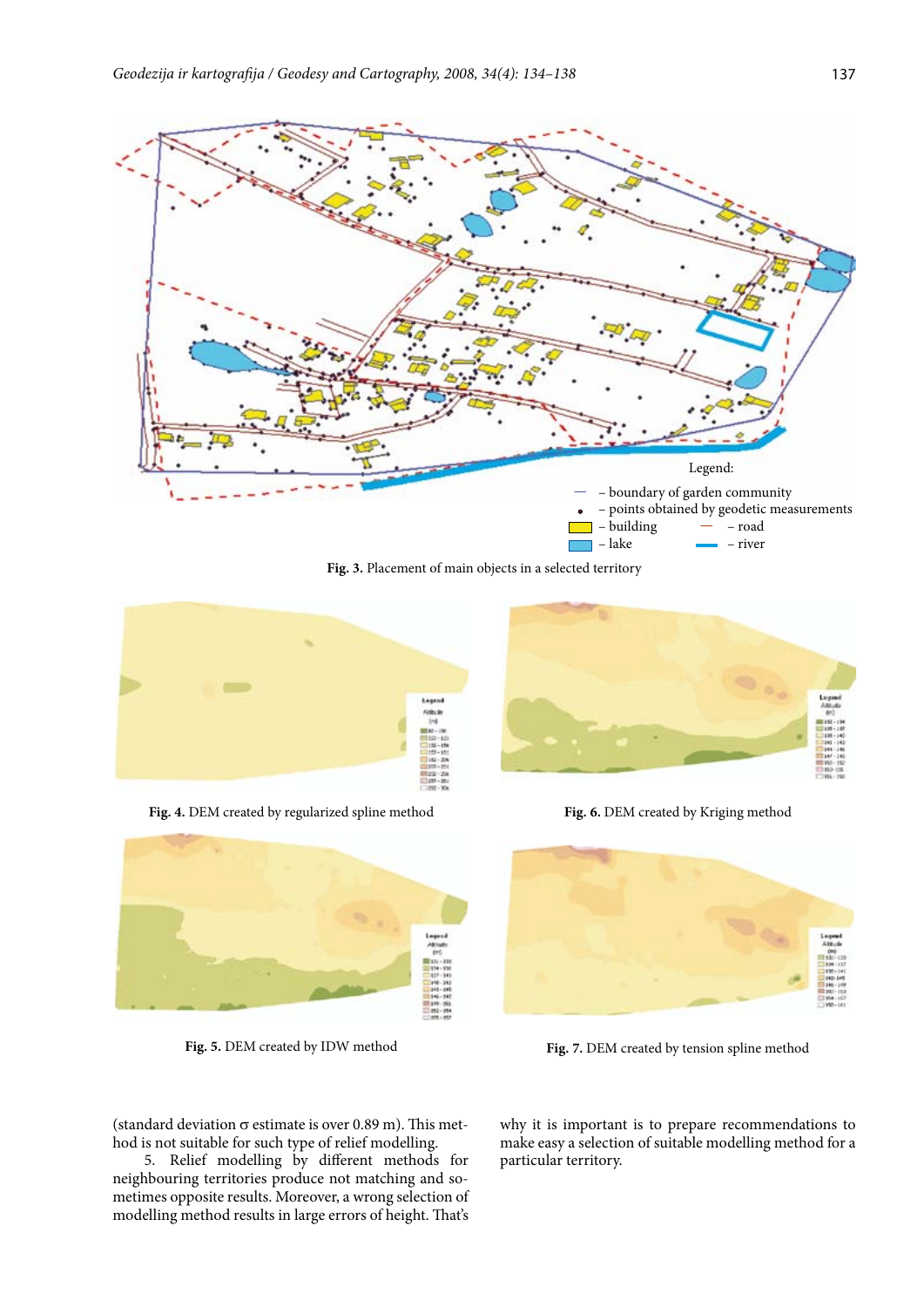Legend:

– boundary of garden community

– points obtained by geodetic measurements

– building

– road

– lake

– river

**Fig. 3.** Placement of main objects in a selected territory

**Fig. 4.** DEM created by regularized spline method

**Fig. 6.** DEM created by Kriging method

**Fig. 5.** DEM created by IDW method

**Fig. 7.** DEM created by tension spline method

(standard deviation σ estimate is over 0.89 m). This method is not suitable for such type of relief modelling.

5. Relief modelling by different methods for neighbouring territories produce not matching and sometimes opposite results. Moreover, a wrong selection of modelling method results in large errors of height. That's why it is important is to prepare recommendations to make easy a selection of suitable modelling method for a particular territory.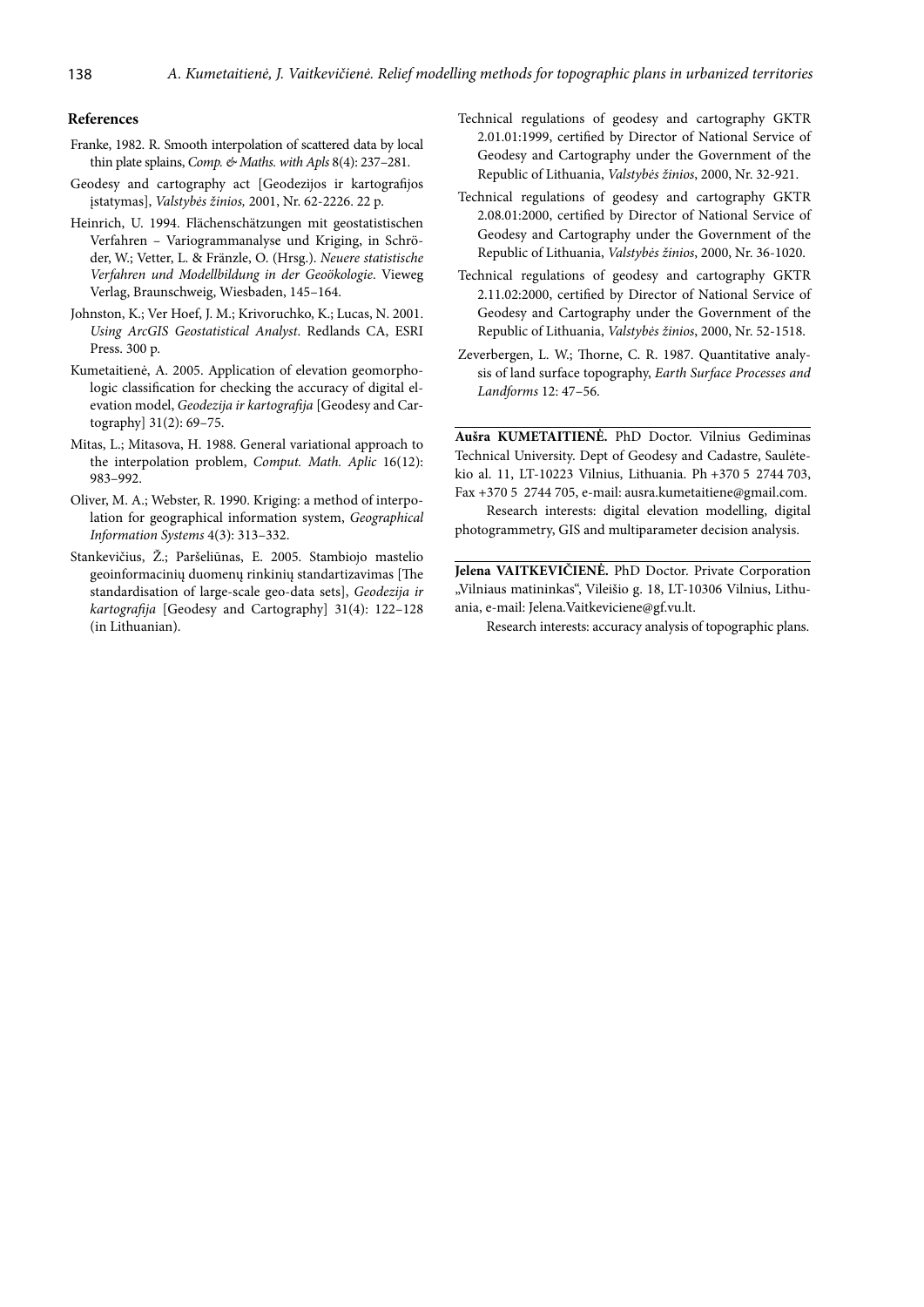## References

Franke, 1982. R. Smooth interpolation of scattered data by local thin plate splains, *Comp. & Maths. with Apls* 8(4): 237–281.

Geodesy and cartography act [Geodezijos ir kartografijos įstatymas], *Valstybės žinios,* 2001, Nr. 62-2226. 22 p.

Heinrich, U. 1994. Flächenschätzungen mit geostatistischen Verfahren – Variogrammanalyse und Kriging, in Schröder, W.; Vetter, L. & Fränzle, O. (Hrsg.). *Neuere statistische Verfahren und Modellbildung in der Geoökologie*. Vieweg Verlag, Braunschweig, Wiesbaden, 145–164.

Johnston, K.; Ver Hoef, J. M.; Krivoruchko, K.; Lucas, N. 2001. *Using ArcGIS Geostatistical Analyst*. Redlands CA, ESRI Press. 300 p.

Kumetaitienė, A. 2005. Application of elevation geomorphologic classification for checking the accuracy of digital elevation model, *Geodezija ir kartografija* [Geodesy and Cartography] 31(2): 69–75.

Mitas, L.; Mitasova, H. 1988. General variational approach to the interpolation problem, *Comput. Math. Aplic* 16(12): 983–992.

Oliver, M. A.; Webster, R. 1990. Kriging: a method of interpolation for geographical information system, *Geographical Information Systems* 4(3): 313–332.

Stankevičius, Ž.; Paršeliūnas, E. 2005. Stambiojo mastelio geoinformacinių duomenų rinkinių standartizavimas [The standardisation of large-scale geo-data sets], *Geodezija ir kartografija* [Geodesy and Cartography] 31(4): 122–128 (in Lithuanian).

Technical regulations of geodesy and cartography GKTR 2.01.01:1999, certified by Director of National Service of Geodesy and Cartography under the Government of the Republic of Lithuania, *Valstybės žinios*, 2000, Nr. 32-921.

Technical regulations of geodesy and cartography GKTR 2.08.01:2000, certified by Director of National Service of Geodesy and Cartography under the Government of the Republic of Lithuania, *Valstybės žinios*, 2000, Nr. 36-1020.

Technical regulations of geodesy and cartography GKTR 2.11.02:2000, certified by Director of National Service of Geodesy and Cartography under the Government of the Republic of Lithuania, *Valstybės žinios*, 2000, Nr. 52-1518.

Zeverbergen, L. W.; Thorne, C. R. 1987. Quantitative analysis of land surface topography, *Earth Surface Processes and Landforms* 12: 47–56.

---

**Aušra KUMETAITIENĖ.** PhD Doctor. Vilnius Gediminas Technical University. Dept of Geodesy and Cadastre, Saulėtekio al. 11, LT-10223 Vilnius, Lithuania. Ph +370 5 2744 703, Fax +370 5 2744 705, e-mail: ausra.kumetaitiene@gmail.com.

Research interests: digital elevation modelling, digital photogrammetry, GIS and multiparameter decision analysis.

---

**Jelena VAITKEVIČIENĖ.** PhD Doctor. Private Corporation „Vilniaus matininkas", Vileišio g. 18, LT-10306 Vilnius, Lithuania, e-mail: Jelena.Vaitkeviciene@gf.vu.lt.

Research interests: accuracy analysis of topographic plans.